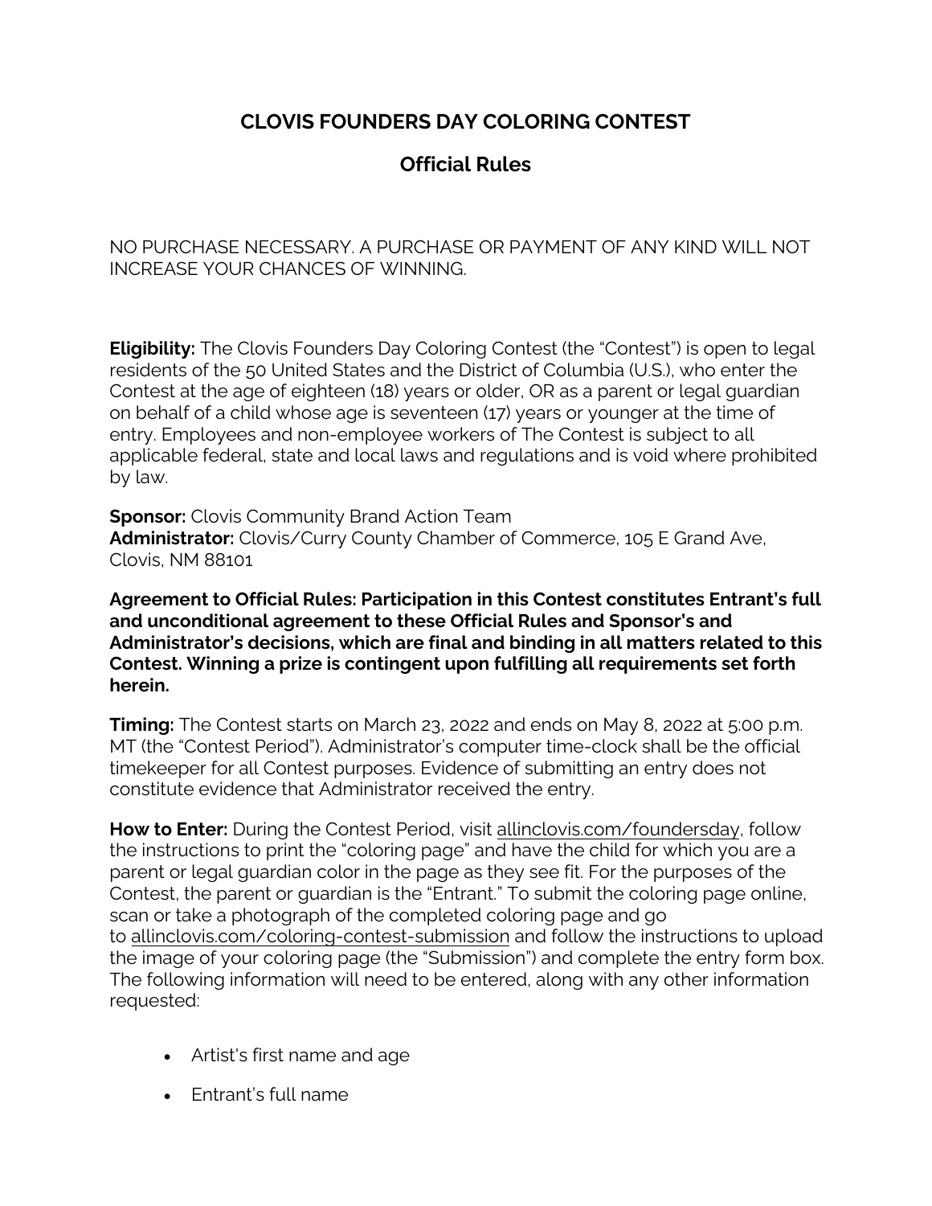# CLOVIS FOUNDERS DAY COLORING CONTEST

## Official Rules

NO PURCHASE NECESSARY. A PURCHASE OR PAYMENT OF ANY KIND WILL NOT INCREASE YOUR CHANCES OF WINNING.

**Eligibility:** The Clovis Founders Day Coloring Contest (the "Contest") is open to legal residents of the 50 United States and the District of Columbia (U.S.), who enter the Contest at the age of eighteen (18) years or older, OR as a parent or legal guardian on behalf of a child whose age is seventeen (17) years or younger at the time of entry. Employees and non-employee workers of The Contest is subject to all applicable federal, state and local laws and regulations and is void where prohibited by law.

**Sponsor:** Clovis Community Brand Action Team
**Administrator:** Clovis/Curry County Chamber of Commerce, 105 E Grand Ave, Clovis, NM 88101

**Agreement to Official Rules: Participation in this Contest constitutes Entrant's full and unconditional agreement to these Official Rules and Sponsor's and Administrator's decisions, which are final and binding in all matters related to this Contest. Winning a prize is contingent upon fulfilling all requirements set forth herein.**

**Timing:** The Contest starts on March 23, 2022 and ends on May 8, 2022 at 5:00 p.m. MT (the "Contest Period"). Administrator's computer time-clock shall be the official timekeeper for all Contest purposes. Evidence of submitting an entry does not constitute evidence that Administrator received the entry.

**How to Enter:** During the Contest Period, visit allinclovis.com/foundersday, follow the instructions to print the "coloring page" and have the child for which you are a parent or legal guardian color in the page as they see fit. For the purposes of the Contest, the parent or guardian is the "Entrant." To submit the coloring page online, scan or take a photograph of the completed coloring page and go to allinclovis.com/coloring-contest-submission and follow the instructions to upload the image of your coloring page (the "Submission") and complete the entry form box. The following information will need to be entered, along with any other information requested:

- Artist's first name and age
- Entrant's full name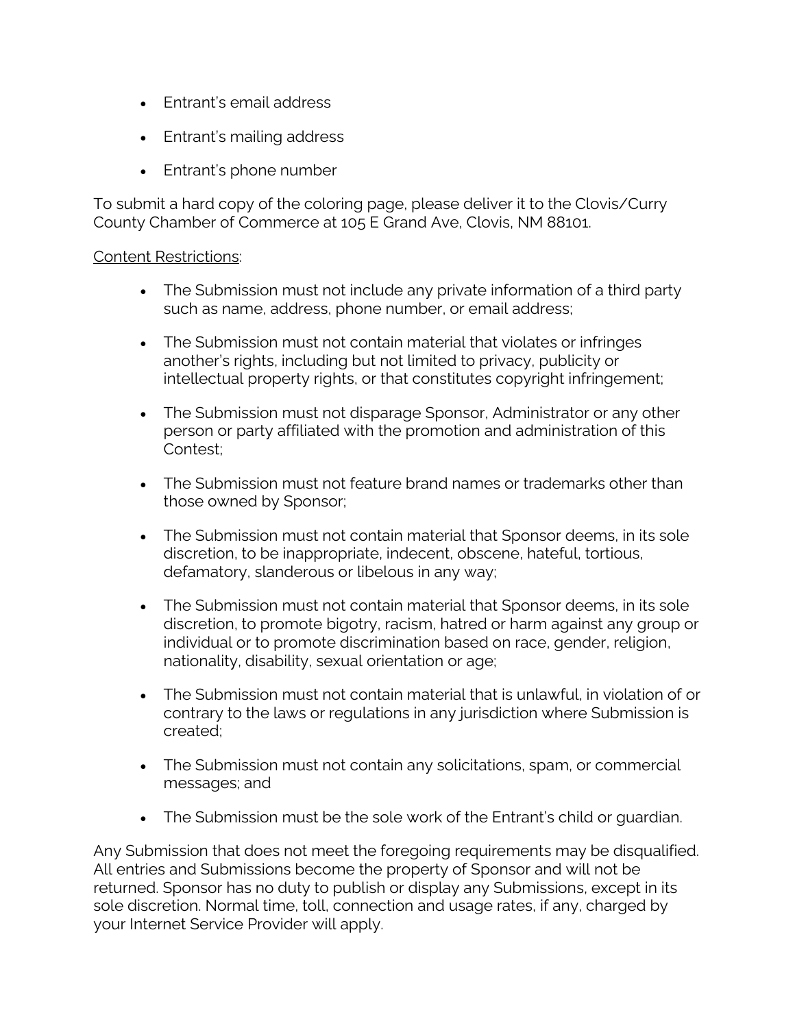- Entrant's email address
- Entrant's mailing address
- Entrant's phone number

To submit a hard copy of the coloring page, please deliver it to the Clovis/Curry County Chamber of Commerce at 105 E Grand Ave, Clovis, NM 88101.

<u>Content Restrictions</u>:

- The Submission must not include any private information of a third party such as name, address, phone number, or email address;
- The Submission must not contain material that violates or infringes another's rights, including but not limited to privacy, publicity or intellectual property rights, or that constitutes copyright infringement;
- The Submission must not disparage Sponsor, Administrator or any other person or party affiliated with the promotion and administration of this Contest;
- The Submission must not feature brand names or trademarks other than those owned by Sponsor;
- The Submission must not contain material that Sponsor deems, in its sole discretion, to be inappropriate, indecent, obscene, hateful, tortious, defamatory, slanderous or libelous in any way;
- The Submission must not contain material that Sponsor deems, in its sole discretion, to promote bigotry, racism, hatred or harm against any group or individual or to promote discrimination based on race, gender, religion, nationality, disability, sexual orientation or age;
- The Submission must not contain material that is unlawful, in violation of or contrary to the laws or regulations in any jurisdiction where Submission is created;
- The Submission must not contain any solicitations, spam, or commercial messages; and
- The Submission must be the sole work of the Entrant's child or guardian.

Any Submission that does not meet the foregoing requirements may be disqualified. All entries and Submissions become the property of Sponsor and will not be returned. Sponsor has no duty to publish or display any Submissions, except in its sole discretion. Normal time, toll, connection and usage rates, if any, charged by your Internet Service Provider will apply.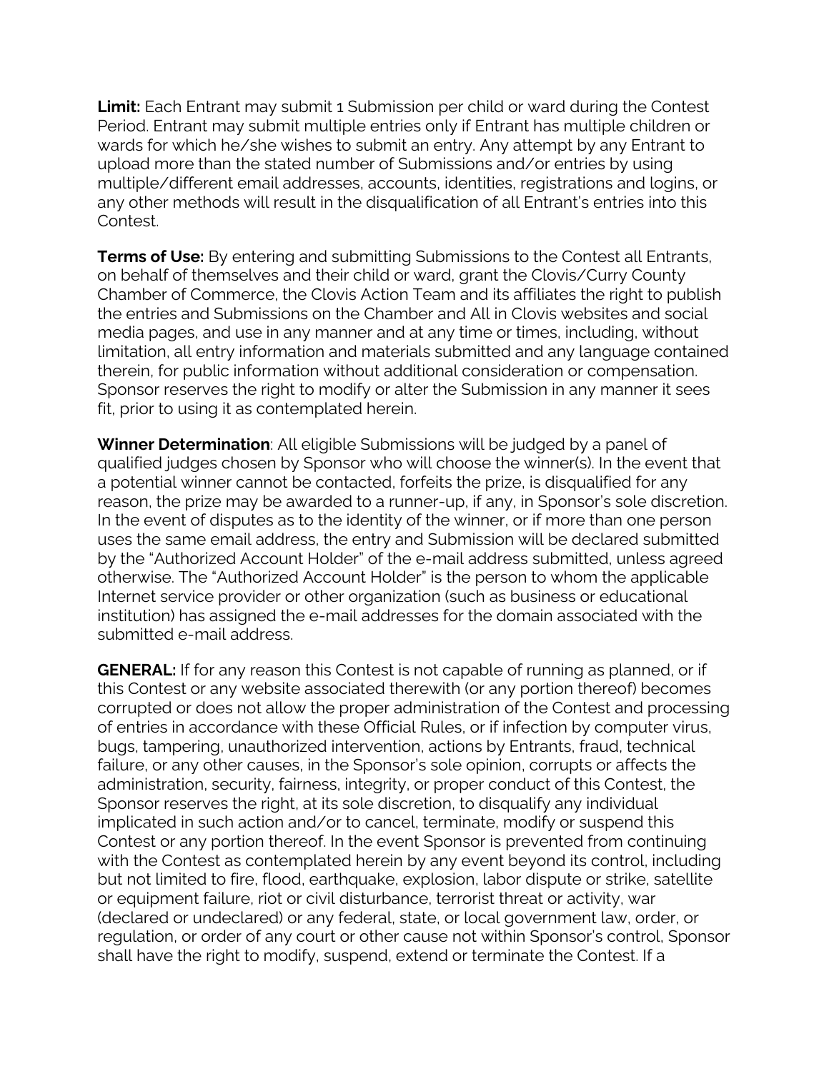**Limit:** Each Entrant may submit 1 Submission per child or ward during the Contest Period. Entrant may submit multiple entries only if Entrant has multiple children or wards for which he/she wishes to submit an entry. Any attempt by any Entrant to upload more than the stated number of Submissions and/or entries by using multiple/different email addresses, accounts, identities, registrations and logins, or any other methods will result in the disqualification of all Entrant's entries into this Contest.

**Terms of Use:** By entering and submitting Submissions to the Contest all Entrants, on behalf of themselves and their child or ward, grant the Clovis/Curry County Chamber of Commerce, the Clovis Action Team and its affiliates the right to publish the entries and Submissions on the Chamber and All in Clovis websites and social media pages, and use in any manner and at any time or times, including, without limitation, all entry information and materials submitted and any language contained therein, for public information without additional consideration or compensation. Sponsor reserves the right to modify or alter the Submission in any manner it sees fit, prior to using it as contemplated herein.

**Winner Determination**: All eligible Submissions will be judged by a panel of qualified judges chosen by Sponsor who will choose the winner(s). In the event that a potential winner cannot be contacted, forfeits the prize, is disqualified for any reason, the prize may be awarded to a runner-up, if any, in Sponsor's sole discretion. In the event of disputes as to the identity of the winner, or if more than one person uses the same email address, the entry and Submission will be declared submitted by the "Authorized Account Holder" of the e-mail address submitted, unless agreed otherwise. The "Authorized Account Holder" is the person to whom the applicable Internet service provider or other organization (such as business or educational institution) has assigned the e-mail addresses for the domain associated with the submitted e-mail address.

**GENERAL:** If for any reason this Contest is not capable of running as planned, or if this Contest or any website associated therewith (or any portion thereof) becomes corrupted or does not allow the proper administration of the Contest and processing of entries in accordance with these Official Rules, or if infection by computer virus, bugs, tampering, unauthorized intervention, actions by Entrants, fraud, technical failure, or any other causes, in the Sponsor's sole opinion, corrupts or affects the administration, security, fairness, integrity, or proper conduct of this Contest, the Sponsor reserves the right, at its sole discretion, to disqualify any individual implicated in such action and/or to cancel, terminate, modify or suspend this Contest or any portion thereof. In the event Sponsor is prevented from continuing with the Contest as contemplated herein by any event beyond its control, including but not limited to fire, flood, earthquake, explosion, labor dispute or strike, satellite or equipment failure, riot or civil disturbance, terrorist threat or activity, war (declared or undeclared) or any federal, state, or local government law, order, or regulation, or order of any court or other cause not within Sponsor's control, Sponsor shall have the right to modify, suspend, extend or terminate the Contest. If a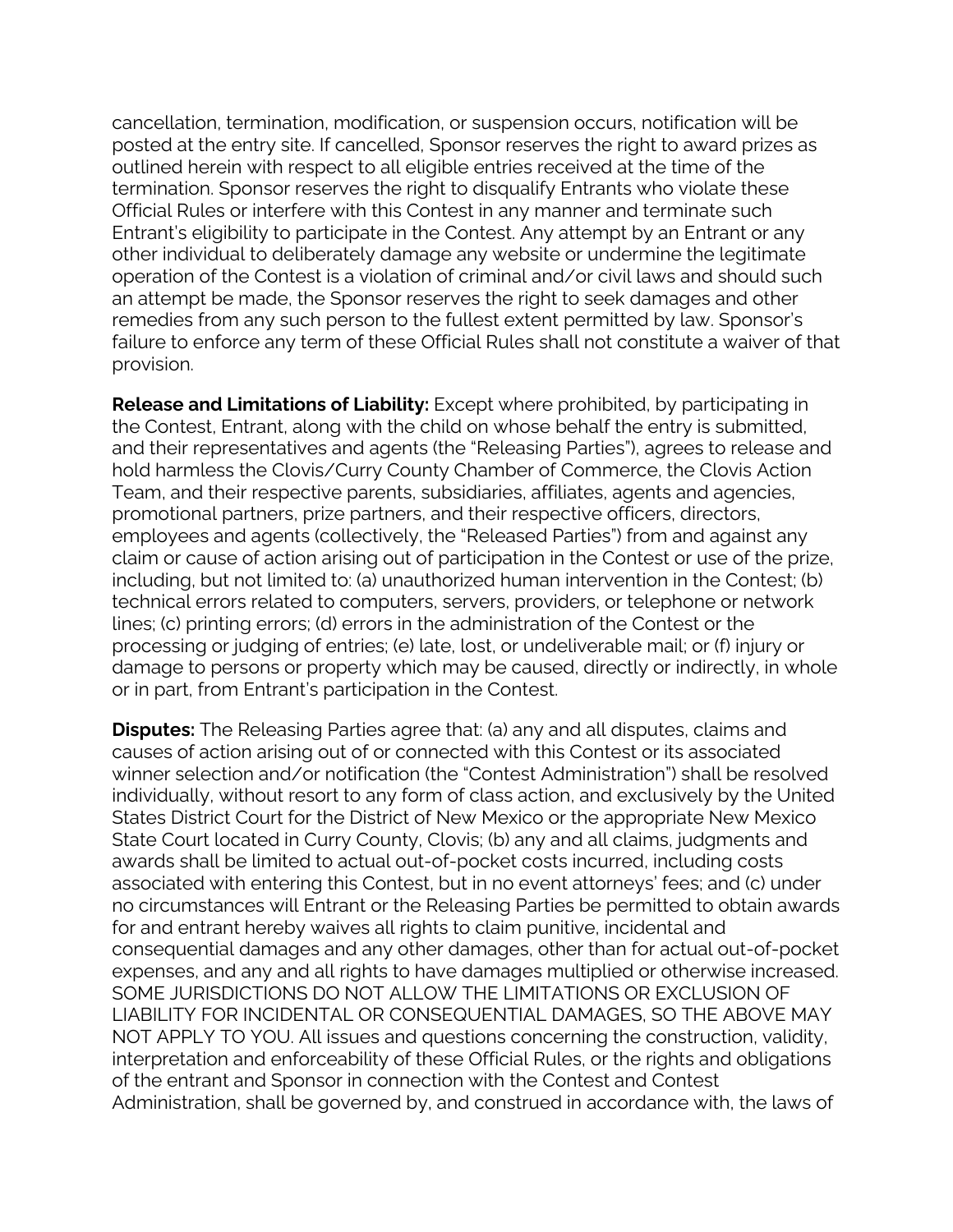cancellation, termination, modification, or suspension occurs, notification will be posted at the entry site. If cancelled, Sponsor reserves the right to award prizes as outlined herein with respect to all eligible entries received at the time of the termination. Sponsor reserves the right to disqualify Entrants who violate these Official Rules or interfere with this Contest in any manner and terminate such Entrant's eligibility to participate in the Contest. Any attempt by an Entrant or any other individual to deliberately damage any website or undermine the legitimate operation of the Contest is a violation of criminal and/or civil laws and should such an attempt be made, the Sponsor reserves the right to seek damages and other remedies from any such person to the fullest extent permitted by law. Sponsor's failure to enforce any term of these Official Rules shall not constitute a waiver of that provision.

**Release and Limitations of Liability:** Except where prohibited, by participating in the Contest, Entrant, along with the child on whose behalf the entry is submitted, and their representatives and agents (the "Releasing Parties"), agrees to release and hold harmless the Clovis/Curry County Chamber of Commerce, the Clovis Action Team, and their respective parents, subsidiaries, affiliates, agents and agencies, promotional partners, prize partners, and their respective officers, directors, employees and agents (collectively, the "Released Parties") from and against any claim or cause of action arising out of participation in the Contest or use of the prize, including, but not limited to: (a) unauthorized human intervention in the Contest; (b) technical errors related to computers, servers, providers, or telephone or network lines; (c) printing errors; (d) errors in the administration of the Contest or the processing or judging of entries; (e) late, lost, or undeliverable mail; or (f) injury or damage to persons or property which may be caused, directly or indirectly, in whole or in part, from Entrant's participation in the Contest.

**Disputes:** The Releasing Parties agree that: (a) any and all disputes, claims and causes of action arising out of or connected with this Contest or its associated winner selection and/or notification (the "Contest Administration") shall be resolved individually, without resort to any form of class action, and exclusively by the United States District Court for the District of New Mexico or the appropriate New Mexico State Court located in Curry County, Clovis; (b) any and all claims, judgments and awards shall be limited to actual out-of-pocket costs incurred, including costs associated with entering this Contest, but in no event attorneys' fees; and (c) under no circumstances will Entrant or the Releasing Parties be permitted to obtain awards for and entrant hereby waives all rights to claim punitive, incidental and consequential damages and any other damages, other than for actual out-of-pocket expenses, and any and all rights to have damages multiplied or otherwise increased. SOME JURISDICTIONS DO NOT ALLOW THE LIMITATIONS OR EXCLUSION OF LIABILITY FOR INCIDENTAL OR CONSEQUENTIAL DAMAGES, SO THE ABOVE MAY NOT APPLY TO YOU. All issues and questions concerning the construction, validity, interpretation and enforceability of these Official Rules, or the rights and obligations of the entrant and Sponsor in connection with the Contest and Contest Administration, shall be governed by, and construed in accordance with, the laws of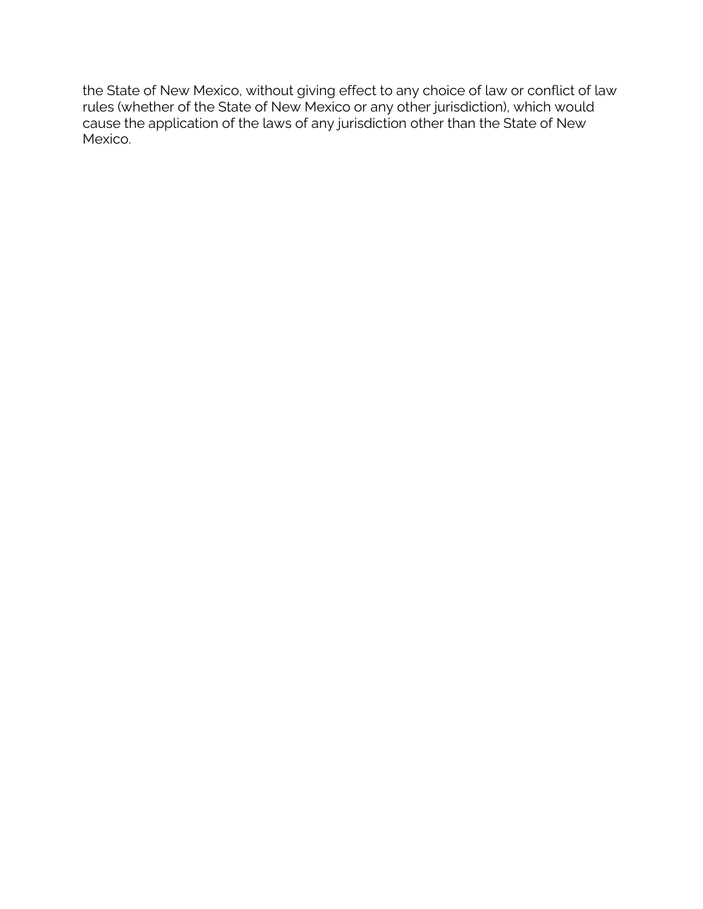the State of New Mexico, without giving effect to any choice of law or conflict of law rules (whether of the State of New Mexico or any other jurisdiction), which would cause the application of the laws of any jurisdiction other than the State of New Mexico.